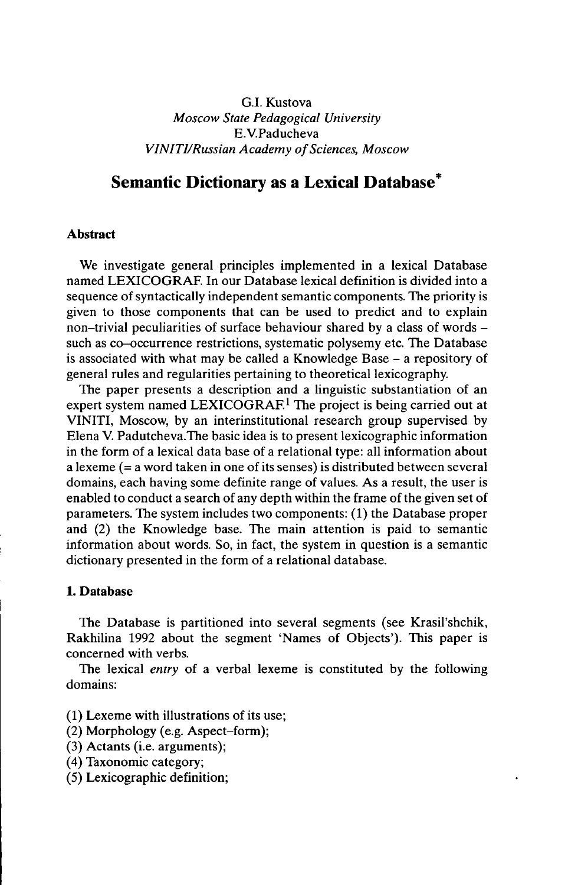G.I. Kustova
*Moscow State Pedagogical University*
E.V.Paducheva
*VINITI/Russian Academy of Sciences, Moscow*

# Semantic Dictionary as a Lexical Database*

### Abstract

We investigate general principles implemented in a lexical Database named LEXICOGRAF. In our Database lexical definition is divided into a sequence of syntactically independent semantic components. The priority is given to those components that can be used to predict and to explain non–trivial peculiarities of surface behaviour shared by a class of words – such as co–occurrence restrictions, systematic polysemy etc. The Database is associated with what may be called a Knowledge Base – a repository of general rules and regularities pertaining to theoretical lexicography.

The paper presents a description and a linguistic substantiation of an expert system named LEXICOGRAF.[1] The project is being carried out at VINITI, Moscow, by an interinstitutional research group supervised by Elena V. Padutcheva.The basic idea is to present lexicographic information in the form of a lexical data base of a relational type: all information about a lexeme (= a word taken in one of its senses) is distributed between several domains, each having some definite range of values. As a result, the user is enabled to conduct a search of any depth within the frame of the given set of parameters. The system includes two components: (1) the Database proper and (2) the Knowledge base. The main attention is paid to semantic information about words. So, in fact, the system in question is a semantic dictionary presented in the form of a relational database.

### 1. Database

The Database is partitioned into several segments (see Krasil'shchik, Rakhilina 1992 about the segment 'Names of Objects'). This paper is concerned with verbs.

The lexical *entry* of a verbal lexeme is constituted by the following domains:

(1) Lexeme with illustrations of its use;
(2) Morphology (e.g. Aspect–form);
(3) Actants (i.e. arguments);
(4) Taxonomic category;
(5) Lexicographic definition;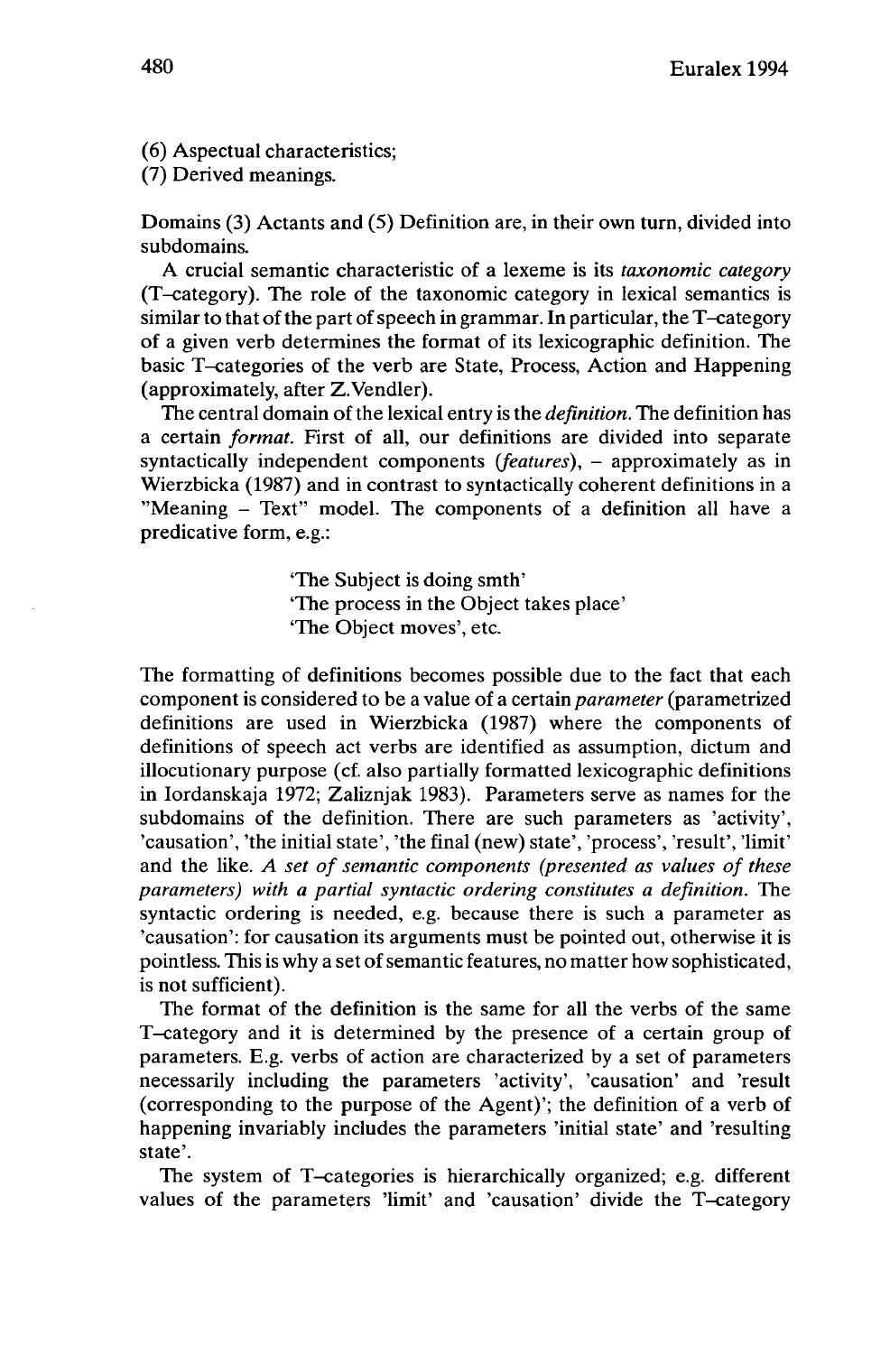(6) Aspectual characteristics;
(7) Derived meanings.

Domains (3) Actants and (5) Definition are, in their own turn, divided into subdomains.

A crucial semantic characteristic of a lexeme is its *taxonomic category* (T–category). The role of the taxonomic category in lexical semantics is similar to that of the part of speech in grammar. In particular, the T–category of a given verb determines the format of its lexicographic definition. The basic T–categories of the verb are State, Process, Action and Happening (approximately, after Z.Vendler).

The central domain of the lexical entry is the *definition*. The definition has a certain *format*. First of all, our definitions are divided into separate syntactically independent components (*features*), – approximately as in Wierzbicka (1987) and in contrast to syntactically coherent definitions in a "Meaning – Text" model. The components of a definition all have a predicative form, e.g.:

> 'The Subject is doing smth'
> 'The process in the Object takes place'
> 'The Object moves', etc.

The formatting of definitions becomes possible due to the fact that each component is considered to be a value of a certain *parameter* (parametrized definitions are used in Wierzbicka (1987) where the components of definitions of speech act verbs are identified as assumption, dictum and illocutionary purpose (cf. also partially formatted lexicographic definitions in Iordanskaja 1972; Zaliznjak 1983). Parameters serve as names for the subdomains of the definition. There are such parameters as 'activity', 'causation', 'the initial state', 'the final (new) state', 'process', 'result', 'limit' and the like. *A set of semantic components (presented as values of these parameters) with a partial syntactic ordering constitutes a definition.* The syntactic ordering is needed, e.g. because there is such a parameter as 'causation': for causation its arguments must be pointed out, otherwise it is pointless. This is why a set of semantic features, no matter how sophisticated, is not sufficient).

The format of the definition is the same for all the verbs of the same T–category and it is determined by the presence of a certain group of parameters. E.g. verbs of action are characterized by a set of parameters necessarily including the parameters 'activity', 'causation' and 'result (corresponding to the purpose of the Agent)'; the definition of a verb of happening invariably includes the parameters 'initial state' and 'resulting state'.

The system of T–categories is hierarchically organized; e.g. different values of the parameters 'limit' and 'causation' divide the T–category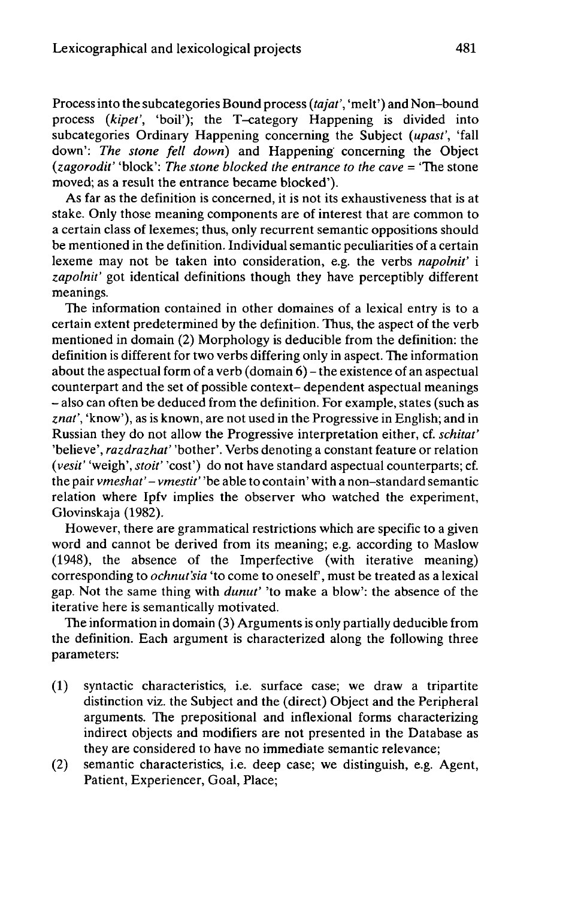Process into the subcategories Bound process (*tajat'*, 'melt') and Non–bound process (*kipet'*, 'boil'); the T–category Happening is divided into subcategories Ordinary Happening concerning the Subject (*upast'*, 'fall down': *The stone fell down*) and Happening concerning the Object (*zagorodit'* 'block': *The stone blocked the entrance to the cave* = 'The stone moved; as a result the entrance became blocked').

As far as the definition is concerned, it is not its exhaustiveness that is at stake. Only those meaning components are of interest that are common to a certain class of lexemes; thus, only recurrent semantic oppositions should be mentioned in the definition. Individual semantic peculiarities of a certain lexeme may not be taken into consideration, e.g. the verbs *napolnit'* i *zapolnit'* got identical definitions though they have perceptibly different meanings.

The information contained in other domaines of a lexical entry is to a certain extent predetermined by the definition. Thus, the aspect of the verb mentioned in domain (2) Morphology is deducible from the definition: the definition is different for two verbs differing only in aspect. The information about the aspectual form of a verb (domain 6) – the existence of an aspectual counterpart and the set of possible context– dependent aspectual meanings – also can often be deduced from the definition. For example, states (such as *znat'*, 'know'), as is known, are not used in the Progressive in English; and in Russian they do not allow the Progressive interpretation either, cf. *schitat'* 'believe', *razdrazhat'* 'bother'. Verbs denoting a constant feature or relation (*vesit'* 'weigh', *stoit'* 'cost') do not have standard aspectual counterparts; cf. the pair *vmeshat'* – *vmestit'* 'be able to contain' with a non–standard semantic relation where Ipfv implies the observer who watched the experiment, Glovinskaja (1982).

However, there are grammatical restrictions which are specific to a given word and cannot be derived from its meaning; e.g. according to Maslow (1948), the absence of the Imperfective (with iterative meaning) corresponding to *ochnut'sia* 'to come to oneself', must be treated as a lexical gap. Not the same thing with *dunut'* 'to make a blow': the absence of the iterative here is semantically motivated.

The information in domain (3) Arguments is only partially deducible from the definition. Each argument is characterized along the following three parameters:

(1) syntactic characteristics, i.e. surface case; we draw a tripartite distinction viz. the Subject and the (direct) Object and the Peripheral arguments. The prepositional and inflexional forms characterizing indirect objects and modifiers are not presented in the Database as they are considered to have no immediate semantic relevance;
(2) semantic characteristics, i.e. deep case; we distinguish, e.g. Agent, Patient, Experiencer, Goal, Place;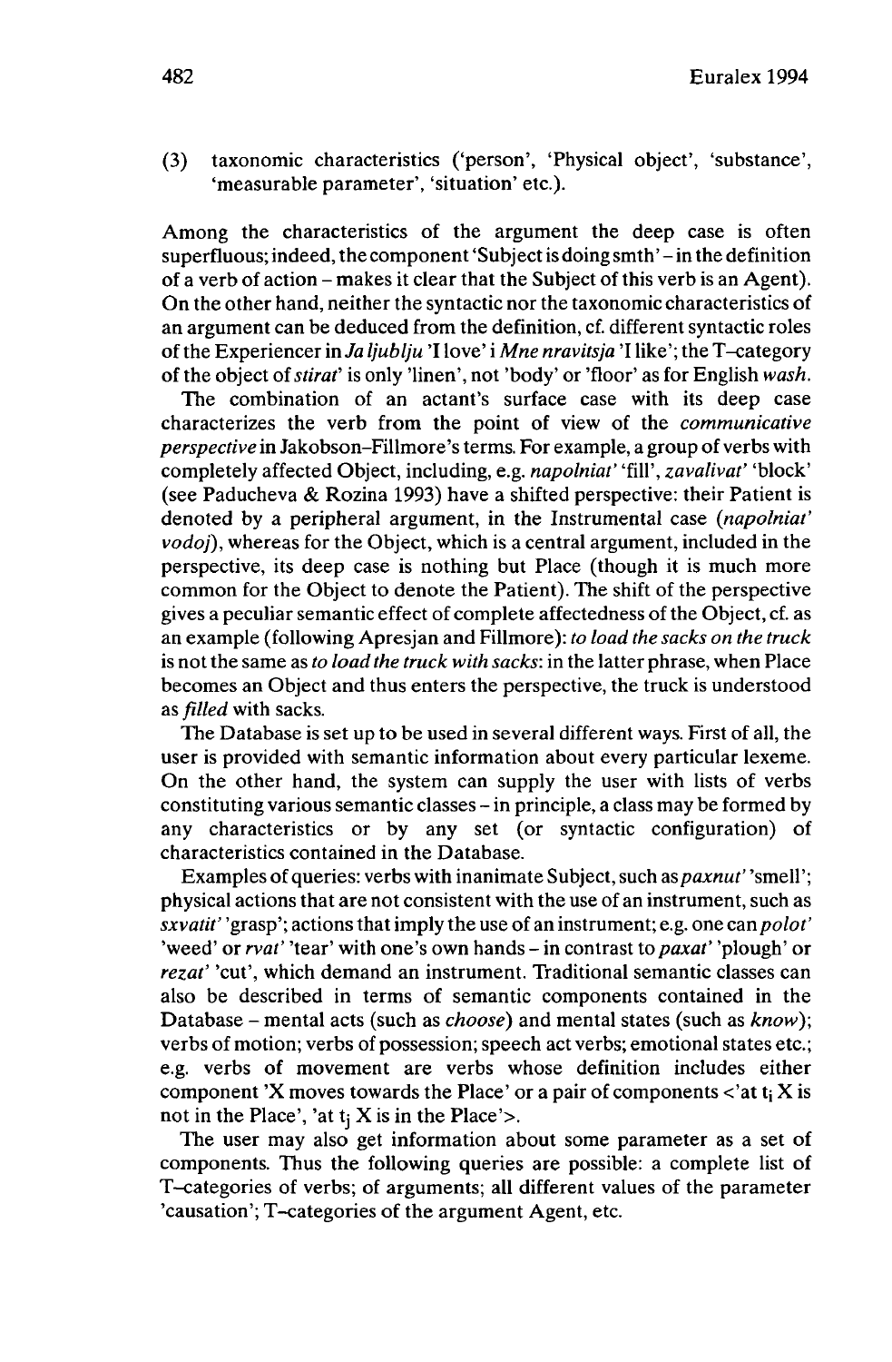(3) taxonomic characteristics ('person', 'Physical object', 'substance', 'measurable parameter', 'situation' etc.).

Among the characteristics of the argument the deep case is often superfluous; indeed, the component 'Subject is doing smth' – in the definition of a verb of action – makes it clear that the Subject of this verb is an Agent). On the other hand, neither the syntactic nor the taxonomic characteristics of an argument can be deduced from the definition, cf. different syntactic roles of the Experiencer in *Ja ljublju* 'I love' i *Mne nravitsja* 'I like'; the T–category of the object of *stirat'* is only 'linen', not 'body' or 'floor' as for English *wash*.

The combination of an actant's surface case with its deep case characterizes the verb from the point of view of the *communicative perspective* in Jakobson–Fillmore's terms. For example, a group of verbs with completely affected Object, including, e.g. *napolniat'* 'fill', *zavalivat'* 'block' (see Paducheva & Rozina 1993) have a shifted perspective: their Patient is denoted by a peripheral argument, in the Instrumental case (*napolniat' vodoj*), whereas for the Object, which is a central argument, included in the perspective, its deep case is nothing but Place (though it is much more common for the Object to denote the Patient). The shift of the perspective gives a peculiar semantic effect of complete affectedness of the Object, cf. as an example (following Apresjan and Fillmore): *to load the sacks on the truck* is not the same as *to load the truck with sacks*: in the latter phrase, when Place becomes an Object and thus enters the perspective, the truck is understood as *filled* with sacks.

The Database is set up to be used in several different ways. First of all, the user is provided with semantic information about every particular lexeme. On the other hand, the system can supply the user with lists of verbs constituting various semantic classes – in principle, a class may be formed by any characteristics or by any set (or syntactic configuration) of characteristics contained in the Database.

Examples of queries: verbs with inanimate Subject, such as *paxnut'* 'smell'; physical actions that are not consistent with the use of an instrument, such as *sxvatit'* 'grasp'; actions that imply the use of an instrument; e.g. one can *polot'* 'weed' or *rvat'* 'tear' with one's own hands – in contrast to *paxat'* 'plough' or *rezat'* 'cut', which demand an instrument. Traditional semantic classes can also be described in terms of semantic components contained in the Database – mental acts (such as *choose*) and mental states (such as *know*); verbs of motion; verbs of possession; speech act verbs; emotional states etc.; e.g. verbs of movement are verbs whose definition includes either component 'X moves towards the Place' or a pair of components <'at $t_i$ X is not in the Place', 'at $t_j$ X is in the Place'>.

The user may also get information about some parameter as a set of components. Thus the following queries are possible: a complete list of T–categories of verbs; of arguments; all different values of the parameter 'causation'; T–categories of the argument Agent, etc.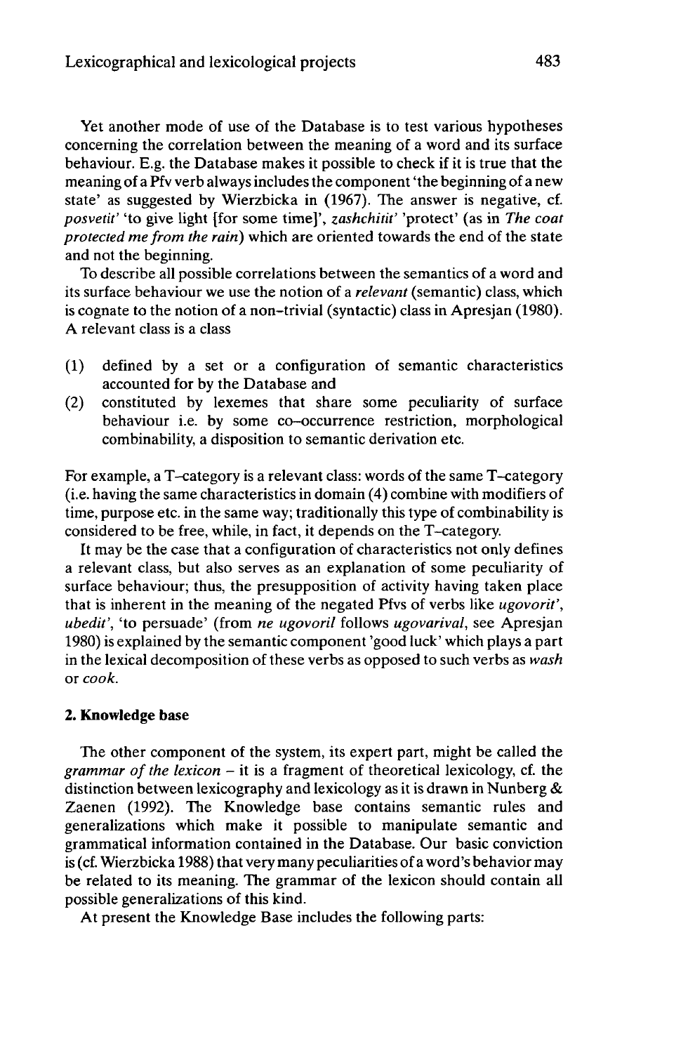Yet another mode of use of the Database is to test various hypotheses concerning the correlation between the meaning of a word and its surface behaviour. E.g. the Database makes it possible to check if it is true that the meaning of a Pfv verb always includes the component 'the beginning of a new state' as suggested by Wierzbicka in (1967). The answer is negative, cf. *posvetit'* 'to give light [for some time]', *zashchitit'* 'protect' (as in *The coat protected me from the rain*) which are oriented towards the end of the state and not the beginning.

To describe all possible correlations between the semantics of a word and its surface behaviour we use the notion of a *relevant* (semantic) class, which is cognate to the notion of a non-trivial (syntactic) class in Apresjan (1980). A relevant class is a class

(1) defined by a set or a configuration of semantic characteristics accounted for by the Database and
(2) constituted by lexemes that share some peculiarity of surface behaviour i.e. by some co-occurrence restriction, morphological combinability, a disposition to semantic derivation etc.

For example, a T-category is a relevant class: words of the same T-category (i.e. having the same characteristics in domain (4) combine with modifiers of time, purpose etc. in the same way; traditionally this type of combinability is considered to be free, while, in fact, it depends on the T-category.

It may be the case that a configuration of characteristics not only defines a relevant class, but also serves as an explanation of some peculiarity of surface behaviour; thus, the presupposition of activity having taken place that is inherent in the meaning of the negated Pfvs of verbs like *ugovorit'*, *ubedit'*, 'to persuade' (from *ne ugovoril* follows *ugovarival*, see Apresjan 1980) is explained by the semantic component 'good luck' which plays a part in the lexical decomposition of these verbs as opposed to such verbs as *wash* or *cook*.

## 2. Knowledge base

The other component of the system, its expert part, might be called the *grammar of the lexicon* – it is a fragment of theoretical lexicology, cf. the distinction between lexicography and lexicology as it is drawn in Nunberg & Zaenen (1992). The Knowledge base contains semantic rules and generalizations which make it possible to manipulate semantic and grammatical information contained in the Database. Our basic conviction is (cf. Wierzbicka 1988) that very many peculiarities of a word's behavior may be related to its meaning. The grammar of the lexicon should contain all possible generalizations of this kind.

At present the Knowledge Base includes the following parts: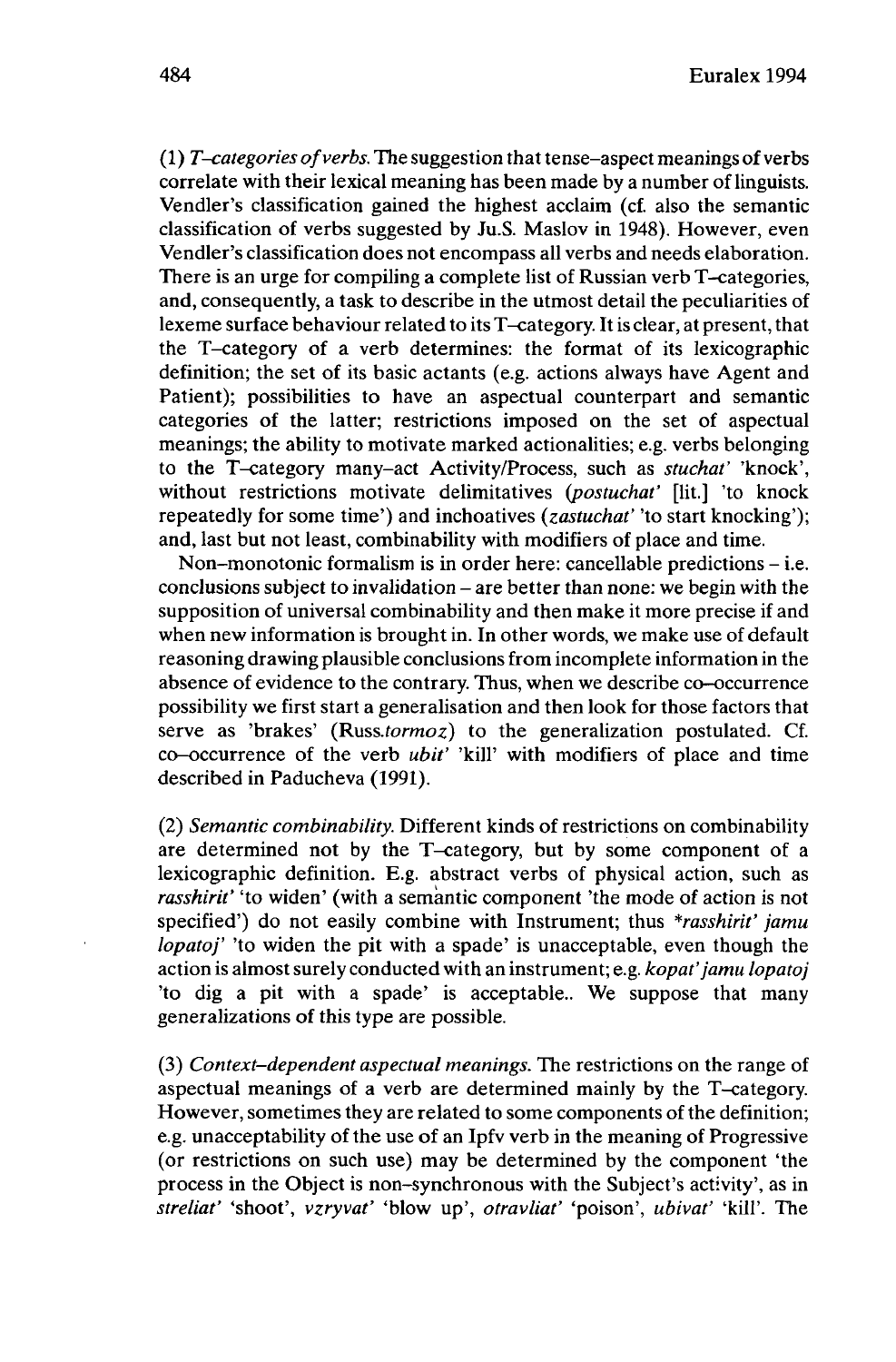(1) *T–categories of verbs.* The suggestion that tense–aspect meanings of verbs correlate with their lexical meaning has been made by a number of linguists. Vendler's classification gained the highest acclaim (cf. also the semantic classification of verbs suggested by Ju.S. Maslov in 1948). However, even Vendler's classification does not encompass all verbs and needs elaboration. There is an urge for compiling a complete list of Russian verb T–categories, and, consequently, a task to describe in the utmost detail the peculiarities of lexeme surface behaviour related to its T–category. It is clear, at present, that the T–category of a verb determines: the format of its lexicographic definition; the set of its basic actants (e.g. actions always have Agent and Patient); possibilities to have an aspectual counterpart and semantic categories of the latter; restrictions imposed on the set of aspectual meanings; the ability to motivate marked actionalities; e.g. verbs belonging to the T–category many–act Activity/Process, such as *stuchat'* 'knock', without restrictions motivate delimitatives (*postuchat'* [lit.] 'to knock repeatedly for some time') and inchoatives (*zastuchat'* 'to start knocking'); and, last but not least, combinability with modifiers of place and time.

Non–monotonic formalism is in order here: cancellable predictions – i.e. conclusions subject to invalidation – are better than none: we begin with the supposition of universal combinability and then make it more precise if and when new information is brought in. In other words, we make use of default reasoning drawing plausible conclusions from incomplete information in the absence of evidence to the contrary. Thus, when we describe co–occurrence possibility we first start a generalisation and then look for those factors that serve as 'brakes' (Russ.*tormoz*) to the generalization postulated. Cf. co–occurrence of the verb *ubit'* 'kill' with modifiers of place and time described in Paducheva (1991).

(2) *Semantic combinability.* Different kinds of restrictions on combinability are determined not by the T–category, but by some component of a lexicographic definition. E.g. abstract verbs of physical action, such as *rasshirit'* 'to widen' (with a semantic component 'the mode of action is not specified') do not easily combine with Instrument; thus *\*rasshirit' jamu lopatoj'* 'to widen the pit with a spade' is unacceptable, even though the action is almost surely conducted with an instrument; e.g. *kopat' jamu lopatoj* 'to dig a pit with a spade' is acceptable.. We suppose that many generalizations of this type are possible.

(3) *Context–dependent aspectual meanings.* The restrictions on the range of aspectual meanings of a verb are determined mainly by the T–category. However, sometimes they are related to some components of the definition; e.g. unacceptability of the use of an Ipfv verb in the meaning of Progressive (or restrictions on such use) may be determined by the component 'the process in the Object is non–synchronous with the Subject's activity', as in *streliat'* 'shoot', *vzryvat'* 'blow up', *otravliat'* 'poison', *ubivat'* 'kill'. The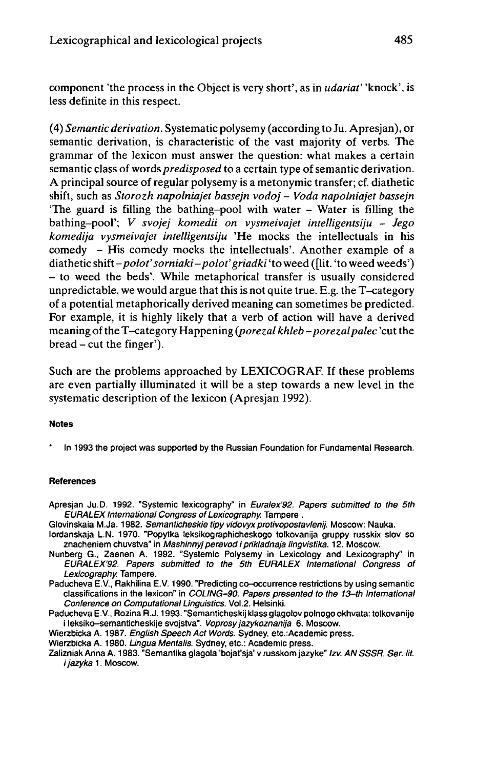component 'the process in the Object is very short', as in *udariat'* 'knock', is less definite in this respect.

(4) *Semantic derivation.* Systematic polysemy (according to Ju. Apresjan), or semantic derivation, is characteristic of the vast majority of verbs. The grammar of the lexicon must answer the question: what makes a certain semantic class of words *predisposed* to a certain type of semantic derivation. A principal source of regular polysemy is a metonymic transfer; cf. diathetic shift, such as *Storozh napolniajet bassejn vodoj – Voda napolniajet bassejn* 'The guard is filling the bathing–pool with water – Water is filling the bathing–pool'; *V svojej komedii on vysmeivajet intelligentsiju – Jego komedija vysmeivajet intelligentsiju* 'He mocks the intellectuals in his comedy – His comedy mocks the intellectuals'. Another example of a diathetic shift – *polot' sorniaki – polot' griadki* 'to weed ([lit. 'to weed weeds') – to weed the beds'. While metaphorical transfer is usually considered unpredictable, we would argue that this is not quite true. E.g. the T–category of a potential metaphorically derived meaning can sometimes be predicted. For example, it is highly likely that a verb of action will have a derived meaning of the T–category Happening (*porezal khleb – porezal palec* 'cut the bread – cut the finger').

Such are the problems approached by LEXICOGRAF. If these problems are even partially illuminated it will be a step towards a new level in the systematic description of the lexicon (Apresjan 1992).

#### Notes

\* In 1993 the project was supported by the Russian Foundation for Fundamental Research.

#### References

Apresjan Ju.D. 1992. "Systemic lexicography" in *Euralex'92. Papers submitted to the 5th EURALEX International Congress of Lexicography.* Tampere .

Glovinskaia M.Ja. 1982. *Semanticheskie tipy vidovyx protivopostavlenij.* Moscow: Nauka.

Iordanskaja L.N. 1970. "Popytka leksikographicheskogo tolkovanija gruppy russkix slov so znacheniem chuvstva" in *Mashinnyj perevod i prikladnaja lingvistika.* 12. Moscow.

Nunberg G., Zaenen A. 1992. "Systemic Polysemy in Lexicology and Lexicography" in *EURALEX'92. Papers submitted to the 5th EURALEX International Congress of Lexicography.* Tampere.

Paducheva E.V., Rakhilina E.V. 1990. "Predicting co–occurrence restrictions by using semantic classifications in the lexicon" in *COLING–90. Papers presented to the 13–th International Conference on Computational Linguistics.* Vol.2. Helsinki.

Paducheva E.V., Rozina R.J. 1993. "Semanticheskij klass glagolov polnogo okhvata: tolkovanije i leksiko–semanticheskije svojstva". *Voprosy jazykoznanija* 6. Moscow.

Wierzbicka A. 1987. *English Speech Act Words.* Sydney, etc.:Academic press.

Wierzbicka A. 1980. *Lingua Mentalis.* Sydney, etc.: Academic press.

Zalizniak Anna A. 1983. "Semantika glagola 'bojat'sja' v russkom jazyke" *Izv. AN SSSR. Ser. lit. i jazyka* 1. Moscow.